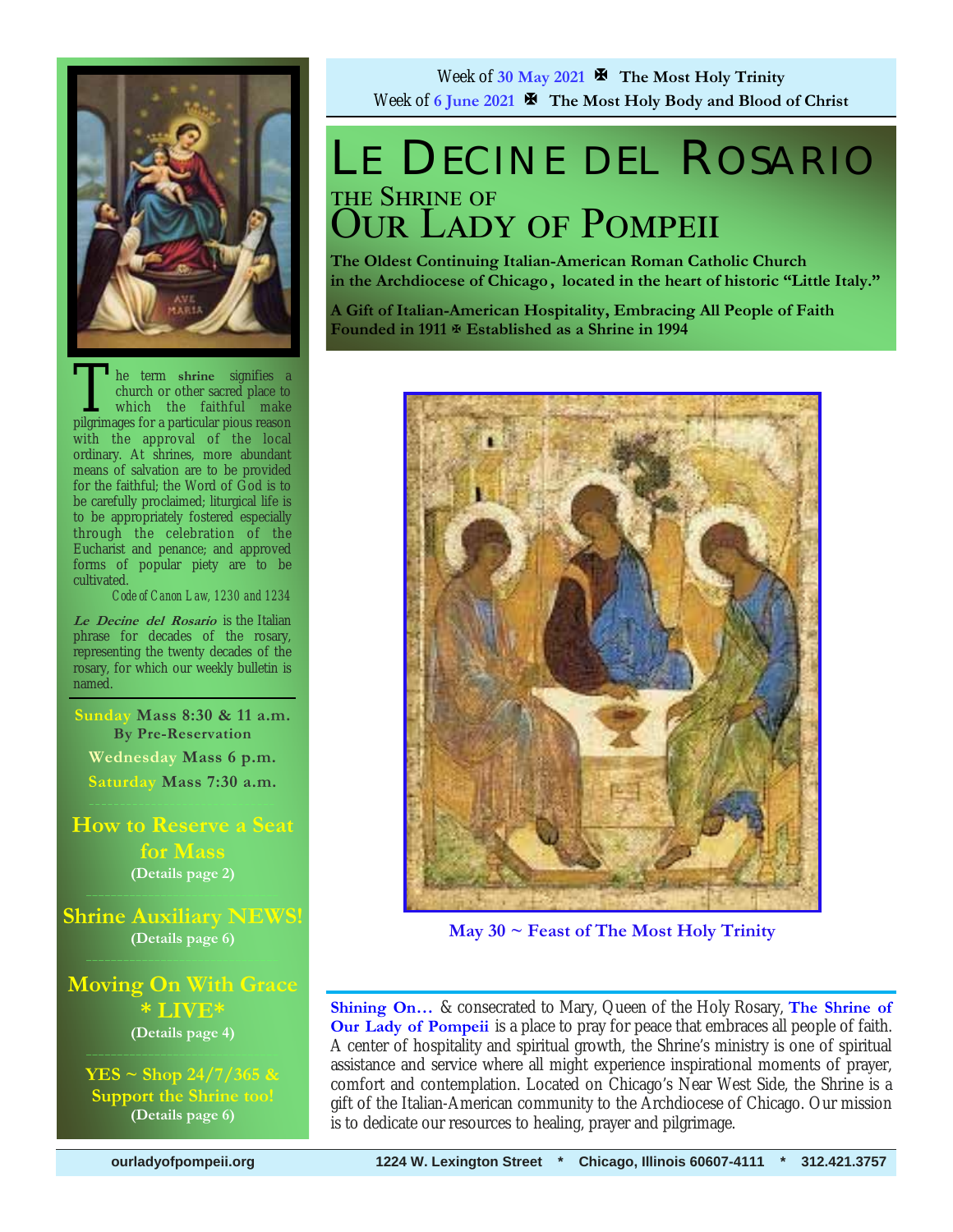Week of 30 May 2021 ✠ **The Most Holy Trinity**
Week of 6 June 2021 ✠ **The Most Holy Body and Blood of Christ**

# LE DECINE DEL ROSARIO

## THE SHRINE OF OUR LADY OF POMPEII

**The Oldest Continuing Italian-American Roman Catholic Church in the Archdiocese of Chicago, located in the heart of historic "Little Italy."**

**A Gift of Italian-American Hospitality, Embracing All People of Faith**
**Founded in 1911 ✠ Established as a Shrine in 1994**

**May 30 ~ Feast of The Most Holy Trinity**

**Shining On…** & consecrated to Mary, Queen of the Holy Rosary, **The Shrine of Our Lady of Pompeii** is a place to pray for peace that embraces all people of faith. A center of hospitality and spiritual growth, the Shrine's ministry is one of spiritual assistance and service where all might experience inspirational moments of prayer, comfort and contemplation. Located on Chicago's Near West Side, the Shrine is a gift of the Italian-American community to the Archdiocese of Chicago. Our mission is to dedicate our resources to healing, prayer and pilgrimage.

The term **shrine** signifies a church or other sacred place to which the faithful make pilgrimages for a particular pious reason with the approval of the local ordinary. At shrines, more abundant means of salvation are to be provided for the faithful; the Word of God is to be carefully proclaimed; liturgical life is to be appropriately fostered especially through the celebration of the Eucharist and penance; and approved forms of popular piety are to be cultivated.

*Code of Canon Law, 1230 and 1234*

***Le Decine del Rosario*** is the Italian phrase for decades of the rosary, representing the twenty decades of the rosary, for which our weekly bulletin is named.

**Sunday Mass 8:30 & 11 a.m.**
**By Pre-Reservation**
**Wednesday Mass 6 p.m.**
**Saturday Mass 7:30 a.m.**

**How to Reserve a Seat for Mass**
**(Details page 2)**

**Shrine Auxiliary NEWS!**
**(Details page 6)**

**Moving On With Grace * LIVE***
**(Details page 4)**

**YES ~ Shop 24/7/365 & Support the Shrine too!**
**(Details page 6)**

ourladyofpompeii.org 1224 W. Lexington Street * Chicago, Illinois 60607-4111 * 312.421.3757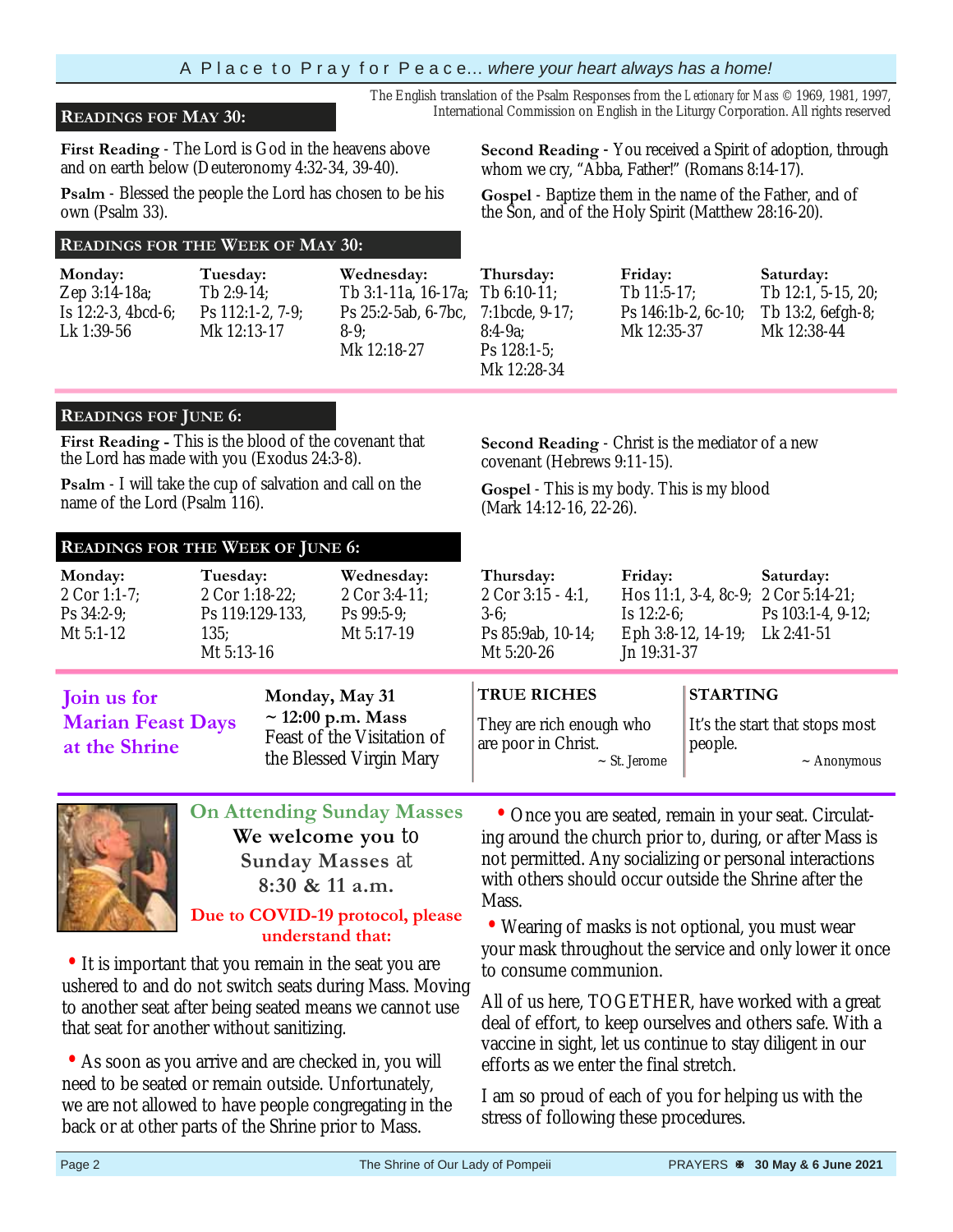The English translation of the Psalm Responses from the *Lectionary for Mass* © 1969, 1981, 1997, International Commission on English in the Liturgy Corporation. All rights reserved

## READINGS FOF MAY 30:

**First Reading** - The Lord is God in the heavens above and on earth below (Deuteronomy 4:32-34, 39-40).

**Psalm** - Blessed the people the Lord has chosen to be his own (Psalm 33).

**Second Reading** - You received a Spirit of adoption, through whom we cry, "Abba, Father!" (Romans 8:14-17).

**Gospel** - Baptize them in the name of the Father, and of the Son, and of the Holy Spirit (Matthew 28:16-20).

## READINGS FOR THE WEEK OF MAY 30:

| Monday: | Tuesday: | Wednesday: | Thursday: | Friday: | Saturday: |
|---|---|---|---|---|---|
| Zep 3:14-18a; Is 12:2-3, 4bcd-6; Lk 1:39-56 | Tb 2:9-14; Ps 112:1-2, 7-9; Mk 12:13-17 | Tb 3:1-11a, 16-17a; Ps 25:2-5ab, 6-7bc, 8-9; Mk 12:18-27 | Tb 6:10-11; 7:1bcde, 9-17; 8:4-9a; Ps 128:1-5; Mk 12:28-34 | Tb 11:5-17; Ps 146:1b-2, 6c-10; Mk 12:35-37 | Tb 12:1, 5-15, 20; Tb 13:2, 6efgh-8; Mk 12:38-44 |

## READINGS FOF JUNE 6:

**First Reading -** This is the blood of the covenant that the Lord has made with you (Exodus 24:3-8).

**Psalm** - I will take the cup of salvation and call on the name of the Lord (Psalm 116).

**Second Reading** - Christ is the mediator of a new covenant (Hebrews 9:11-15).

**Gospel** - This is my body. This is my blood (Mark 14:12-16, 22-26).

## READINGS FOR THE WEEK OF JUNE 6:

| Monday: | Tuesday: | Wednesday: | Thursday: | Friday: | Saturday: |
|---|---|---|---|---|---|
| 2 Cor 1:1-7; Ps 34:2-9; Mt 5:1-12 | 2 Cor 1:18-22; Ps 119:129-133, 135; Mt 5:13-16 | 2 Cor 3:4-11; Ps 99:5-9; Mt 5:17-19 | 2 Cor 3:15 - 4:1, 3-6; Ps 85:9ab, 10-14; Mt 5:20-26 | Hos 11:1, 3-4, 8c-9; Is 12:2-6; Eph 3:8-12, 14-19; Jn 19:31-37 | 2 Cor 5:14-21; Ps 103:1-4, 9-12; Lk 2:41-51 |

**Join us for Marian Feast Days at the Shrine**

**Monday, May 31**
**~ 12:00 p.m. Mass**
Feast of the Visitation of the Blessed Virgin Mary

**TRUE RICHES**

They are rich enough who are poor in Christ.

~ St. Jerome

**STARTING**

It's the start that stops most people.

~ Anonymous

## On Attending Sunday Masses

**We welcome you** to **Sunday Masses** at **8:30 & 11 a.m.**

**Due to COVID-19 protocol, please understand that:**

- It is important that you remain in the seat you are ushered to and do not switch seats during Mass. Moving to another seat after being seated means we cannot use that seat for another without sanitizing.
- As soon as you arrive and are checked in, you will need to be seated or remain outside. Unfortunately, we are not allowed to have people congregating in the back or at other parts of the Shrine prior to Mass.
- Once you are seated, remain in your seat. Circulating around the church prior to, during, or after Mass is not permitted. Any socializing or personal interactions with others should occur outside the Shrine after the Mass.
- Wearing of masks is not optional, you must wear your mask throughout the service and only lower it once to consume communion.

All of us here, TOGETHER, have worked with a great deal of effort, to keep ourselves and others safe. With a vaccine in sight, let us continue to stay diligent in our efforts as we enter the final stretch.

I am so proud of each of you for helping us with the stress of following these procedures.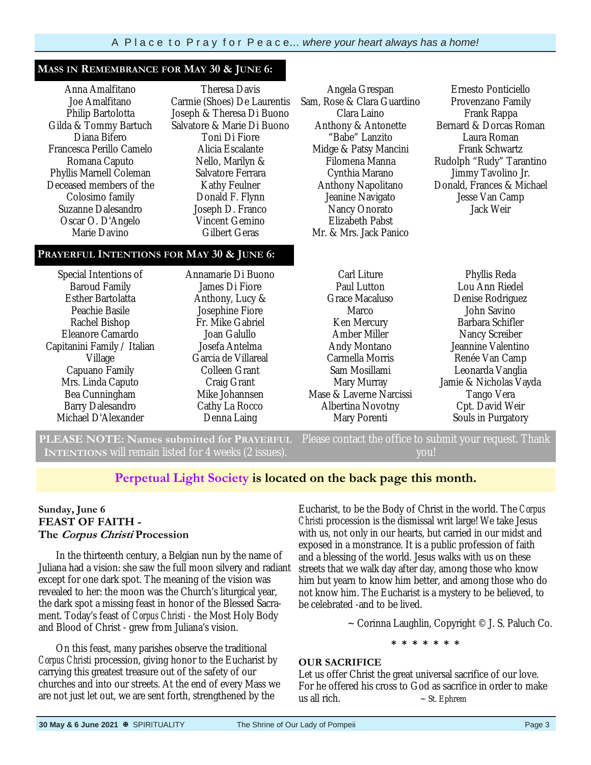## Mass in Remembrance for May 30 & June 6:

Anna Amalfitano
Joe Amalfitano
Philip Bartolotta
Gilda & Tommy Bartuch
Diana Bifero
Francesca Perillo Camelo
Romana Caputo
Phyllis Marnell Coleman
Deceased members of the Colosimo family
Suzanne Dalesandro
Oscar O. D'Angelo
Marie Davino
Theresa Davis
Carmie (Shoes) De Laurentis
Joseph & Theresa Di Buono
Salvatore & Marie Di Buono
Toni Di Fiore
Alicia Escalante
Nello, Marilyn & Salvatore Ferrara
Kathy Feulner
Donald F. Flynn
Joseph D. Franco
Vincent Gemino
Gilbert Geras
Angela Grespan
Sam, Rose & Clara Guardino
Clara Laino
Anthony & Antonette "Babe" Lanzito
Midge & Patsy Mancini
Filomena Manna
Cynthia Marano
Anthony Napolitano
Jeanine Navigato
Nancy Onorato
Elizabeth Pabst
Mr. & Mrs. Jack Panico
Ernesto Ponticiello
Provenzano Family
Frank Rappa
Bernard & Dorcas Roman
Laura Roman
Frank Schwartz
Rudolph "Rudy" Tarantino
Jimmy Tavolino Jr.
Donald, Frances & Michael
Jesse Van Camp
Jack Weir

## Prayerful Intentions for May 30 & June 6:

Special Intentions of Baroud Family
Esther Bartolatta
Peachie Basile
Rachel Bishop
Eleanore Camardo
Capitanini Family / Italian Village
Capuano Family
Mrs. Linda Caputo
Bea Cunningham
Barry Dalesandro
Michael D'Alexander
Annamarie Di Buono
James Di Fiore
Anthony, Lucy & Josephine Fiore
Fr. Mike Gabriel
Joan Galullo
Josefa Antelma
Garcia de Villareal
Colleen Grant
Craig Grant
Mike Johannsen
Cathy La Rocco
Denna Laing
Carl Liture
Paul Lutton
Grace Macaluso
Marco
Ken Mercury
Amber Miller
Andy Montano
Carmella Morris
Sam Mosillami
Mary Murray
Mase & Laverne Narcissi
Albertina Novotny
Mary Porenti
Phyllis Reda
Lou Ann Riedel
Denise Rodriguez
John Savino
Barbara Schifler
Nancy Screiber
Jeannine Valentino
Renée Van Camp
Leonarda Vanglia
Jamie & Nicholas Vayda
Tango Vera
Cpt. David Weir
Souls in Purgatory

**PLEASE NOTE: Names submitted for PRAYERFUL INTENTIONS** will remain listed for 4 weeks (2 issues). Please contact the office to submit your request. Thank you!

**Perpetual Light Society is located on the back page this month.**

**Sunday, June 6**
**FEAST OF FAITH -**
**The *Corpus Christi* Procession**

In the thirteenth century, a Belgian nun by the name of Juliana had a vision: she saw the full moon silvery and radiant except for one dark spot. The meaning of the vision was revealed to her: the moon was the Church's liturgical year, the dark spot a missing feast in honor of the Blessed Sacrament. Today's feast of *Corpus Christi* - the Most Holy Body and Blood of Christ - grew from Juliana's vision.

On this feast, many parishes observe the traditional *Corpus Christi* procession, giving honor to the Eucharist by carrying this greatest treasure out of the safety of our churches and into our streets. At the end of every Mass we are not just let out, we are sent forth, strengthened by the Eucharist, to be the Body of Christ in the world. The *Corpus Christi* procession is the dismissal writ large! We take Jesus with us, not only in our hearts, but carried in our midst and exposed in a monstrance. It is a public profession of faith and a blessing of the world. Jesus walks with us on these streets that we walk day after day, among those who know him but yearn to know him better, and among those who do not know him. The Eucharist is a mystery to be believed, to be celebrated -and to be lived.

~ Corinna Laughlin, Copyright © J. S. Paluch Co.

\* \* \* \* \* \* \*

**OUR SACRIFICE**

Let us offer Christ the great universal sacrifice of our love. For he offered his cross to God as sacrifice in order to make us all rich. ~ *St. Ephrem*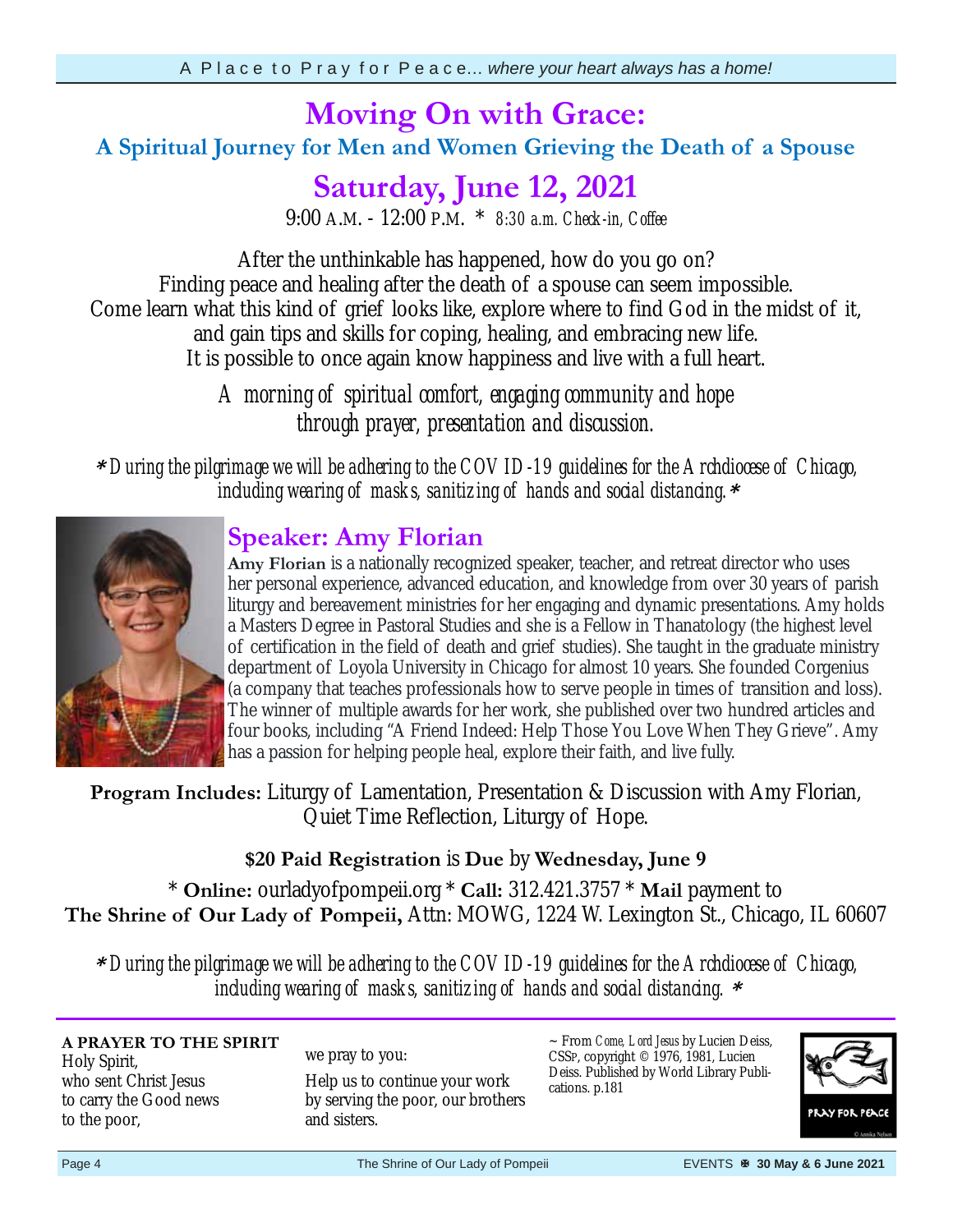# Moving On with Grace:

## A Spiritual Journey for Men and Women Grieving the Death of a Spouse

## Saturday, June 12, 2021

9:00 A.M. - 12:00 P.M. * *8:30 a.m. Check-in, Coffee*

After the unthinkable has happened, how do you go on?
Finding peace and healing after the death of a spouse can seem impossible.
Come learn what this kind of grief looks like, explore where to find God in the midst of it,
and gain tips and skills for coping, healing, and embracing new life.
It is possible to once again know happiness and live with a full heart.

*A morning of spiritual comfort, engaging community and hope through prayer, presentation and discussion.*

*** During the pilgrimage we will be adhering to the COVID-19 guidelines for the Archdiocese of Chicago, including wearing of masks, sanitizing of hands and social distancing. ***

## Speaker: Amy Florian

**Amy Florian** is a nationally recognized speaker, teacher, and retreat director who uses her personal experience, advanced education, and knowledge from over 30 years of parish liturgy and bereavement ministries for her engaging and dynamic presentations. Amy holds a Masters Degree in Pastoral Studies and she is a Fellow in Thanatology (the highest level of certification in the field of death and grief studies). She taught in the graduate ministry department of Loyola University in Chicago for almost 10 years. She founded Corgenius (a company that teaches professionals how to serve people in times of transition and loss). The winner of multiple awards for her work, she published over two hundred articles and four books, including "A Friend Indeed: Help Those You Love When They Grieve". Amy has a passion for helping people heal, explore their faith, and live fully.

**Program Includes:** Liturgy of Lamentation, Presentation & Discussion with Amy Florian, Quiet Time Reflection, Liturgy of Hope.

**$20 Paid Registration** is **Due** by **Wednesday, June 9**

* **Online:** ourladyofpompeii.org * **Call:** 312.421.3757 * **Mail** payment to **The Shrine of Our Lady of Pompeii,** Attn: MOWG, 1224 W. Lexington St., Chicago, IL 60607

*** During the pilgrimage we will be adhering to the COVID-19 guidelines for the Archdiocese of Chicago, including wearing of masks, sanitizing of hands and social distancing. ***

---

**A PRAYER TO THE SPIRIT**
Holy Spirit,
who sent Christ Jesus
to carry the Good news
to the poor,
we pray to you:
Help us to continue your work
by serving the poor, our brothers
and sisters.

~ From *Come, Lord Jesus* by Lucien Deiss, CSSp, copyright © 1976, 1981, Lucien Deiss. Published by World Library Publications. p.181

PRAY FOR PEACE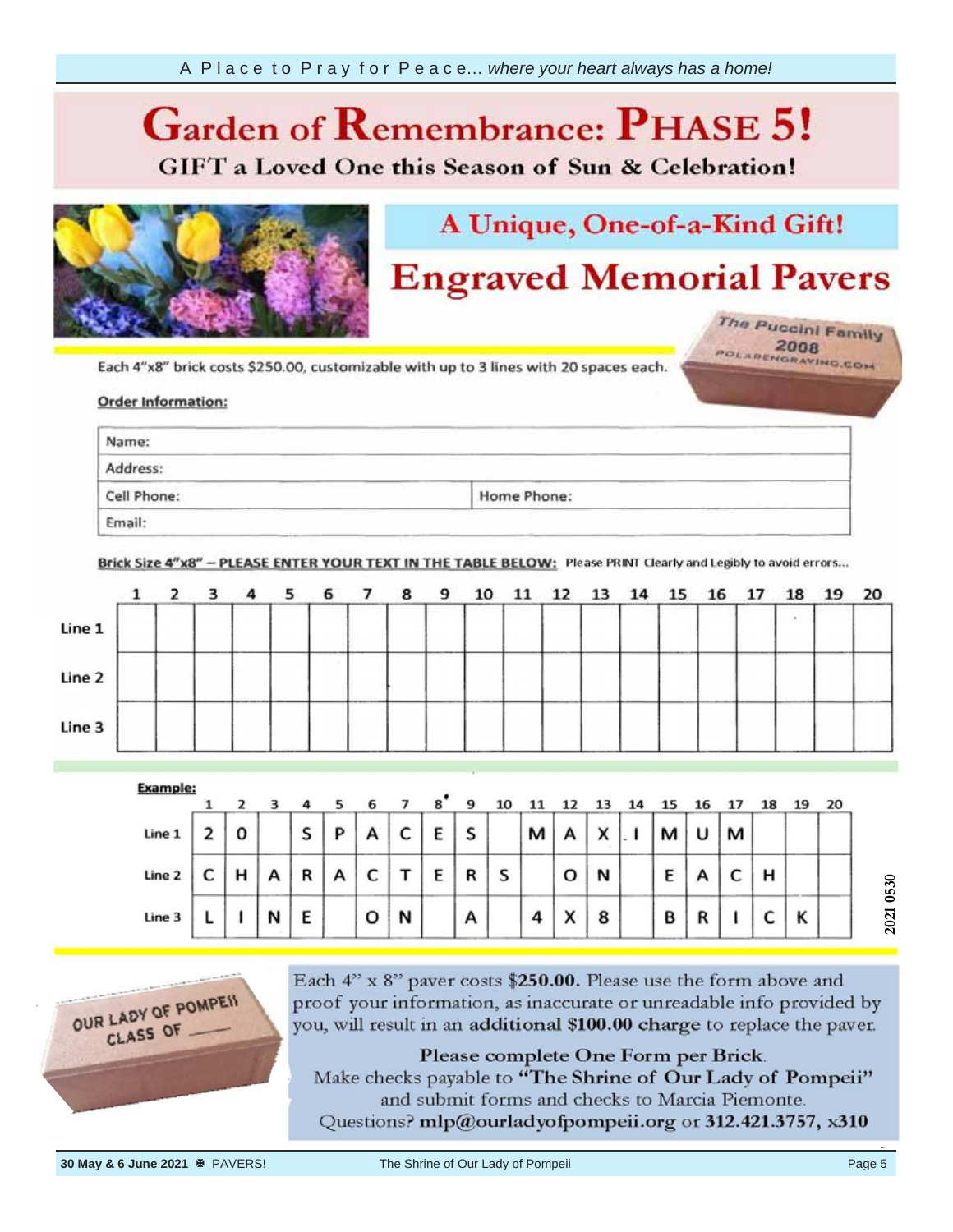A Place to Pray for Peace... *where your heart always has a home!*

# Garden of Remembrance: PHASE 5!

## GIFT a Loved One this Season of Sun & Celebration!

## A Unique, One-of-a-Kind Gift!

# Engraved Memorial Pavers

Each 4"x8" brick costs $250.00, customizable with up to 3 lines with 20 spaces each.

**Order Information:**

| | |
|---|---|
| Name: | |
| Address: | |
| Cell Phone: | Home Phone: |
| Email: | |

**Brick Size 4"x8" – PLEASE ENTER YOUR TEXT IN THE TABLE BELOW:** Please PRINT Clearly and Legibly to avoid errors...

| | 1 | 2 | 3 | 4 | 5 | 6 | 7 | 8 | 9 | 10 | 11 | 12 | 13 | 14 | 15 | 16 | 17 | 18 | 19 | 20 |
|---|---|---|---|---|---|---|---|---|---|---|---|---|---|---|---|---|---|---|---|---|
| Line 1 | | | | | | | | | | | | | | | | | | | | |
| Line 2 | | | | | | | | | | | | | | | | | | | | |
| Line 3 | | | | | | | | | | | | | | | | | | | | |

**Example:**

| | 1 | 2 | 3 | 4 | 5 | 6 | 7 | 8 | 9 | 10 | 11 | 12 | 13 | 14 | 15 | 16 | 17 | 18 | 19 | 20 |
|---|---|---|---|---|---|---|---|---|---|---|---|---|---|---|---|---|---|---|---|---|
| Line 1 | 2 | 0 | | S | P | A | C | E | S | | M | A | X | . | M | U | M | | | |
| Line 2 | C | H | A | R | A | C | T | E | R | S | | O | N | | E | A | C | H | | |
| Line 3 | L | I | N | E | | O | N | | A | | 4 | X | 8 | | B | R | I | C | K | |

Each 4" x 8" paver costs **$250.00.** Please use the form above and proof your information, as inaccurate or unreadable info provided by you, will result in an **additional $100.00 charge** to replace the paver.

**Please complete One Form per Brick.**
Make checks payable to **"The Shrine of Our Lady of Pompeii"** and submit forms and checks to Marcia Piemonte.
Questions? **mlp@ourladyofpompeii.org** or **312.421.3757, x310**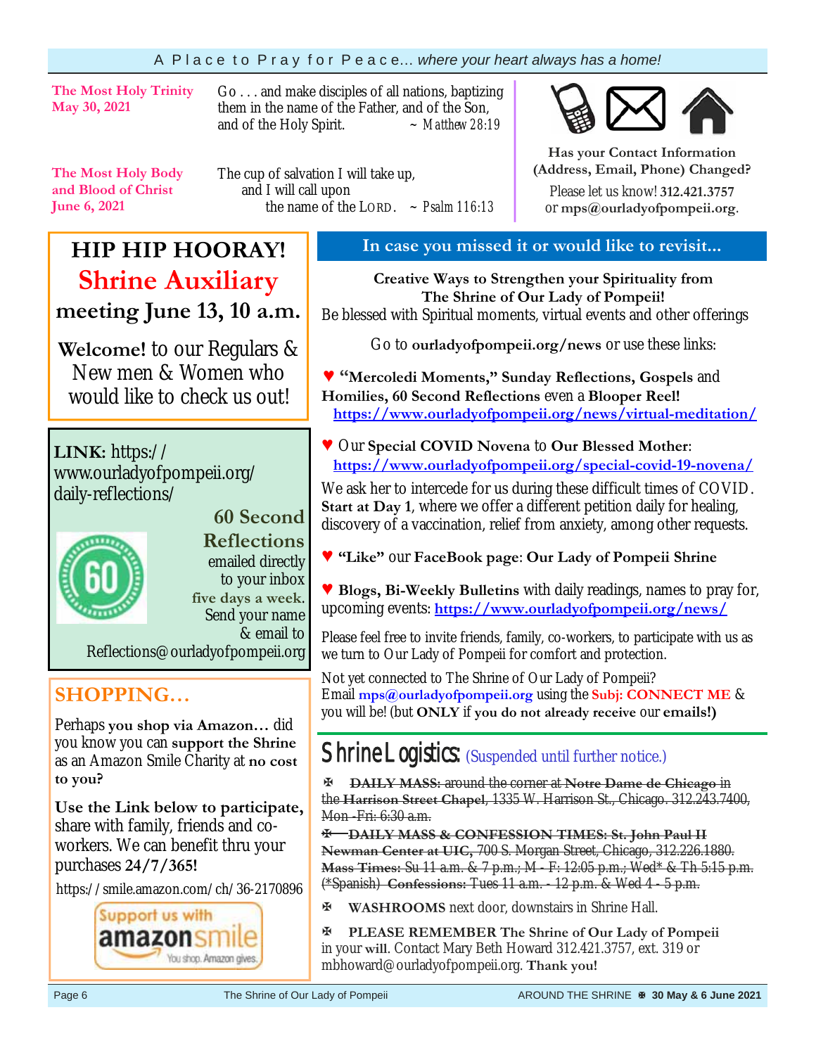A Place to Pray for Peace... *where your heart always has a home!*

**The Most Holy Trinity**
**May 30, 2021**

Go . . . and make disciples of all nations, baptizing them in the name of the Father, and of the Son, and of the Holy Spirit. ~ *Matthew 28:19*

**The Most Holy Body and Blood of Christ**
**June 6, 2021**

The cup of salvation I will take up,
and I will call upon
the name of the LORD. ~ *Psalm 116:13*

**Has your Contact Information (Address, Email, Phone) Changed?**

Please let us know! **312.421.3757** or **mps@ourladyofpompeii.org**.

## HIP HIP HOORAY!
## Shrine Auxiliary
## meeting June 13, 10 a.m.

**Welcome!** to our Regulars & New men & Women who would like to check us out!

**LINK:** https://www.ourladyofpompeii.org/daily-reflections/

**60 Second Reflections** emailed directly to your inbox **five days a week.** Send your name & email to Reflections@ourladyofpompeii.org

## SHOPPING…

Perhaps **you shop via Amazon…** did you know you can **support the Shrine** as an Amazon Smile Charity at **no cost to you?**

**Use the Link below to participate,** share with family, friends and co-workers. We can benefit thru your purchases **24/7/365!**

https://smile.amazon.com/ch/36-2170896

Support us with amazonsmile — You shop. Amazon gives.

## In case you missed it or would like to revisit...

**Creative Ways to Strengthen your Spirituality from The Shrine of Our Lady of Pompeii!**
Be blessed with Spiritual moments, virtual events and other offerings

Go to **ourladyofpompeii.org/news** or use these links:

♥ **"Mercoledi Moments," Sunday Reflections, Gospels** and **Homilies, 60 Second Reflections** even a **Blooper Reel!**
https://www.ourladyofpompeii.org/news/virtual-meditation/

♥ Our **Special COVID Novena** to **Our Blessed Mother**:
https://www.ourladyofpompeii.org/special-covid-19-novena/

We ask her to intercede for us during these difficult times of COVID. **Start at Day 1**, where we offer a different petition daily for healing, discovery of a vaccination, relief from anxiety, among other requests.

♥ **"Like"** our **FaceBook page**: **Our Lady of Pompeii Shrine**

♥ **Blogs, Bi-Weekly Bulletins** with daily readings, names to pray for, upcoming events: https://www.ourladyofpompeii.org/news/

Please feel free to invite friends, family, co-workers, to participate with us as we turn to Our Lady of Pompeii for comfort and protection.

Not yet connected to The Shrine of Our Lady of Pompeii? Email **mps@ourladyofpompeii.org** using the **Subj: CONNECT ME** & you will be! (but **ONLY** if **you do not already receive** our **emails!)**

## Shrine Logistics: (Suspended until further notice.)

✠ ~~**DAILY MASS:** around the corner at **Notre Dame de Chicago** in the **Harrison Street Chapel**, 1335 W. Harrison St., Chicago. 312.243.7400, Mon -Fri: 6:30 a.m.~~

✠ ~~**DAILY MASS & CONFESSION TIMES: St. John Paul II Newman Center at UIC,** 700 S. Morgan Street, Chicago, 312.226.1880. **Mass Times:** Su 11 a.m. & 7 p.m.; M - F: 12:05 p.m.; Wed* & Th 5:15 p.m. (*Spanish) **Confessions:** Tues 11 a.m. - 12 p.m. & Wed 4 - 5 p.m.~~

✠ **WASHROOMS** next door, downstairs in Shrine Hall.

✠ **PLEASE REMEMBER The Shrine of Our Lady of Pompeii** in your **will**. Contact Mary Beth Howard 312.421.3757, ext. 319 or mbhoward@ourladyofpompeii.org. **Thank you!**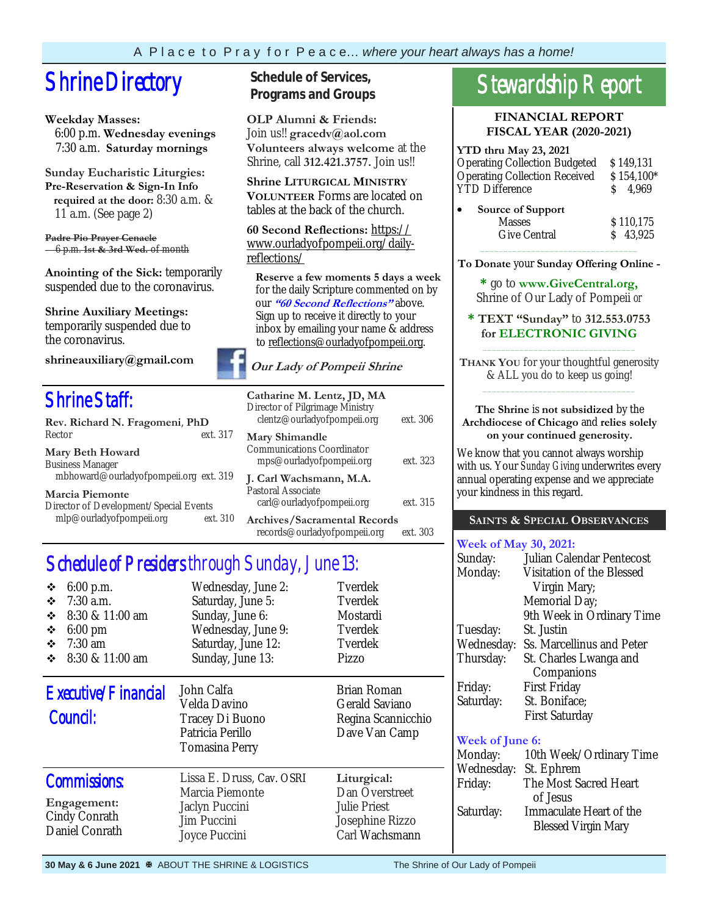A Place to Pray for Peace... *where your heart always has a home!*

# Shrine Directory

**Weekday Masses:**
6:00 p.m. **Wednesday evenings**
7:30 a.m. **Saturday mornings**

**Sunday Eucharistic Liturgies:**
**Pre-Reservation & Sign-In Info required at the door:** 8:30 a.m. & 11 a.m. (See page 2)

~~**Padre Pio Prayer Cenacle** 6 p.m. 1st & 3rd Wed. of month~~

**Anointing of the Sick:** temporarily suspended due to the coronavirus.

**Shrine Auxiliary Meetings:** temporarily suspended due to the coronavirus.

**shrineauxiliary@gmail.com**

## Schedule of Services, Programs and Groups

**OLP Alumni & Friends:** Join us!! **gracedv@aol.com**
**Volunteers always welcome** at the Shrine, call **312.421.3757.** Join us!!

**Shrine LITURGICAL MINISTRY VOLUNTEER** Forms are located on tables at the back of the church.

**60 Second Reflections:** https://www.ourladyofpompeii.org/daily-reflections/

**Reserve a few moments 5 days a week** for the daily Scripture commented on by our ***"60 Second Reflections"*** above. Sign up to receive it directly to your inbox by emailing your name & address to reflections@ourladyofpompeii.org.

***Our Lady of Pompeii Shrine***

# Stewardship Report

**FINANCIAL REPORT**
**FISCAL YEAR (2020-2021)**

| **YTD thru May 23, 2021** | |
|---|---|
| Operating Collection Budgeted | $ 149,131 |
| Operating Collection Received | $ 154,100* |
| YTD Difference | $ 4,969 |

- **Source of Support**

| | |
|---|---|
| Masses | $ 110,175 |
| Give Central | $ 43,925 |

**To Donate** your **Sunday Offering Online -**

\* go to **www.GiveCentral.org,** Shrine of Our Lady of Pompeii *or*

\* **TEXT "Sunday"** to **312.553.0753 for ELECTRONIC GIVING**

THANK YOU for your thoughtful generosity & ALL you do to keep us going!

**The Shrine** is **not subsidized** by the **Archdiocese of Chicago** and **relies solely on your continued generosity.**

We know that you cannot always worship with us. Your *Sunday Giving* underwrites every annual operating expense and we appreciate your kindness in this regard.

# Shrine Staff:

**Rev. Richard N. Fragomeni, PhD**
Rector — ext. 317

**Mary Beth Howard**
Business Manager
mbhoward@ourladyofpompeii.org ext. 319

**Marcia Piemonte**
Director of Development/Special Events
mlp@ourladyofpompeii.org ext. 310

**Catharine M. Lentz, JD, MA**
Director of Pilgrimage Ministry
clentz@ourladyofpompeii.org ext. 306

**Mary Shimandle**
Communications Coordinator
mps@ourladyofpompeii.org ext. 323

**J. Carl Wachsmann, M.A.**
Pastoral Associate
carl@ourladyofpompeii.org ext. 315

**Archives/Sacramental Records**
records@ourladyofpompeii.org ext. 303

# Schedule of Presiders through Sunday, June 13:

| Time | Day | Presider |
|---|---|---|
| 6:00 p.m. | Wednesday, June 2: | Tverdek |
| 7:30 a.m. | Saturday, June 5: | Tverdek |
| 8:30 & 11:00 am | Sunday, June 6: | Mostardi |
| 6:00 pm | Wednesday, June 9: | Tverdek |
| 7:30 am | Saturday, June 12: | Tverdek |
| 8:30 & 11:00 am | Sunday, June 13: | Pizzo |

# Executive/Financial Council:

John Calfa
Velda Davino
Tracey Di Buono
Patricia Perillo
Tomasina Perry
Brian Roman
Gerald Saviano
Regina Scannicchio
Dave Van Camp

# Commissions:

**Engagement:**
Cindy Conrath
Daniel Conrath
Lissa E. Druss, Cav. OSRI
Marcia Piemonte
Jaclyn Puccini
Jim Puccini
Joyce Puccini

**Liturgical:**
Dan Overstreet
Julie Priest
Josephine Rizzo
Carl Wachsmann

## SAINTS & SPECIAL OBSERVANCES

**Week of May 30, 2021:**

| | |
|---|---|
| Sunday: | Julian Calendar Pentecost |
| Monday: | Visitation of the Blessed Virgin Mary; Memorial Day; 9th Week in Ordinary Time |
| Tuesday: | St. Justin |
| Wednesday: | Ss. Marcellinus and Peter |
| Thursday: | St. Charles Lwanga and Companions |
| Friday: | First Friday |
| Saturday: | St. Boniface; First Saturday |

**Week of June 6:**

| | |
|---|---|
| Monday: | 10th Week/Ordinary Time |
| Wednesday: | St. Ephrem |
| Friday: | The Most Sacred Heart of Jesus |
| Saturday: | Immaculate Heart of the Blessed Virgin Mary |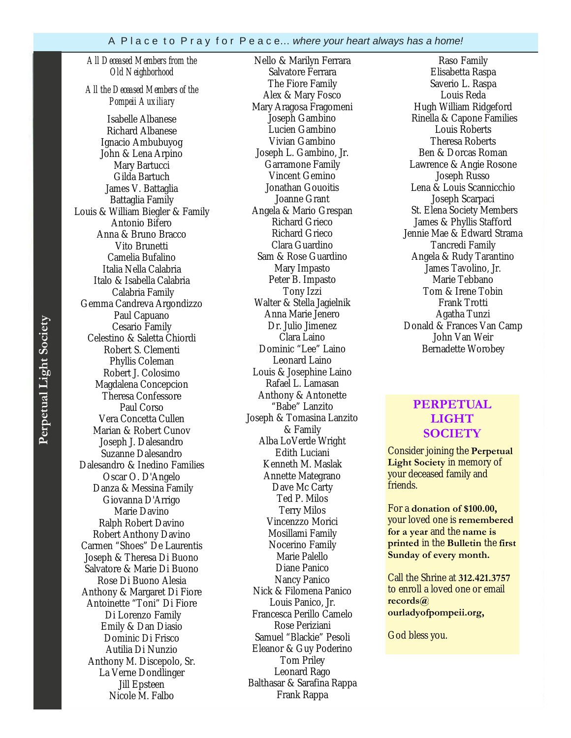A Place to Pray for Peace... *where your heart always has a home!*

## Perpetual Light Society

*All Deceased Members from the Old Neighborhood*

*All the Deceased Members of the Pompeii Auxiliary*

Isabelle Albanese
Richard Albanese
Ignacio Ambubuyog
John & Lena Arpino
Mary Bartucci
Gilda Bartuch
James V. Battaglia
Battaglia Family
Louis & William Biegler & Family
Antonio Bifero
Anna & Bruno Bracco
Vito Brunetti
Camelia Bufalino
Italia Nella Calabria
Italo & Isabella Calabria
Calabria Family
Gemma Candreva Argondizzo
Paul Capuano
Cesario Family
Celestino & Saletta Chiordi
Robert S. Clementi
Phyllis Coleman
Robert J. Colosimo
Magdalena Concepcion
Theresa Confessore
Paul Corso
Vera Concetta Cullen
Marian & Robert Cunov
Joseph J. Dalesandro
Suzanne Dalesandro
Dalesandro & Inedino Families
Oscar O. D'Angelo
Danza & Messina Family
Giovanna D'Arrigo
Marie Davino
Ralph Robert Davino
Robert Anthony Davino
Carmen "Shoes" De Laurentis
Joseph & Theresa Di Buono
Salvatore & Marie Di Buono
Rose Di Buono Alesia
Anthony & Margaret Di Fiore
Antoinette "Toni" Di Fiore
Di Lorenzo Family
Emily & Dan Diasio
Dominic Di Frisco
Autilia Di Nunzio
Anthony M. Discepolo, Sr.
La Verne Dondlinger
Jill Epsteen
Nicole M. Falbo
Nello & Marilyn Ferrara
Salvatore Ferrara
The Fiore Family
Alex & Mary Fosco
Mary Aragosa Fragomeni
Joseph Gambino
Lucien Gambino
Vivian Gambino
Joseph L. Gambino, Jr.
Garramone Family
Vincent Gemino
Jonathan Gouoitis
Joanne Grant
Angela & Mario Grespan
Richard Grieco
Richard Grieco
Clara Guardino
Sam & Rose Guardino
Mary Impasto
Peter B. Impasto
Tony Izzi
Walter & Stella Jagielnik
Anna Marie Jenero
Dr. Julio Jimenez
Clara Laino
Dominic "Lee" Laino
Leonard Laino
Louis & Josephine Laino
Rafael L. Lamasan
Anthony & Antonette "Babe" Lanzito
Joseph & Tomasina Lanzito & Family
Alba LoVerde Wright
Edith Luciani
Kenneth M. Maslak
Annette Mategrano
Dave Mc Carty
Ted P. Milos
Terry Milos
Vincenzzo Morici
Mosillami Family
Nocerino Family
Marie Palello
Diane Panico
Nancy Panico
Nick & Filomena Panico
Louis Panico, Jr.
Francesca Perillo Camelo
Rose Periziani
Samuel "Blackie" Pesoli
Eleanor & Guy Poderino
Tom Priley
Leonard Rago
Balthasar & Sarafina Rappa
Frank Rappa
Raso Family
Elisabetta Raspa
Saverio L. Raspa
Louis Reda
Hugh William Ridgeford
Rinella & Capone Families
Louis Roberts
Theresa Roberts
Ben & Dorcas Roman
Lawrence & Angie Rosone
Joseph Russo
Lena & Louis Scannicchio
Joseph Scarpaci
St. Elena Society Members
James & Phyllis Stafford
Jennie Mae & Edward Strama
Tancredi Family
Angela & Rudy Tarantino
James Tavolino, Jr.
Marie Tebbano
Tom & Irene Tobin
Frank Trotti
Agatha Tunzi
Donald & Frances Van Camp
John Van Weir
Bernadette Worobey

### PERPETUAL LIGHT SOCIETY

Consider joining the **Perpetual Light Society** in memory of your deceased family and friends.

For a **donation of $100.00,** your loved one is **remembered for a year** and the **name is printed** in the **Bulletin** the **first Sunday of every month.**

Call the Shrine at **312.421.3757** to enroll a loved one or email **records@ ourladyofpompeii.org,**

God bless you.